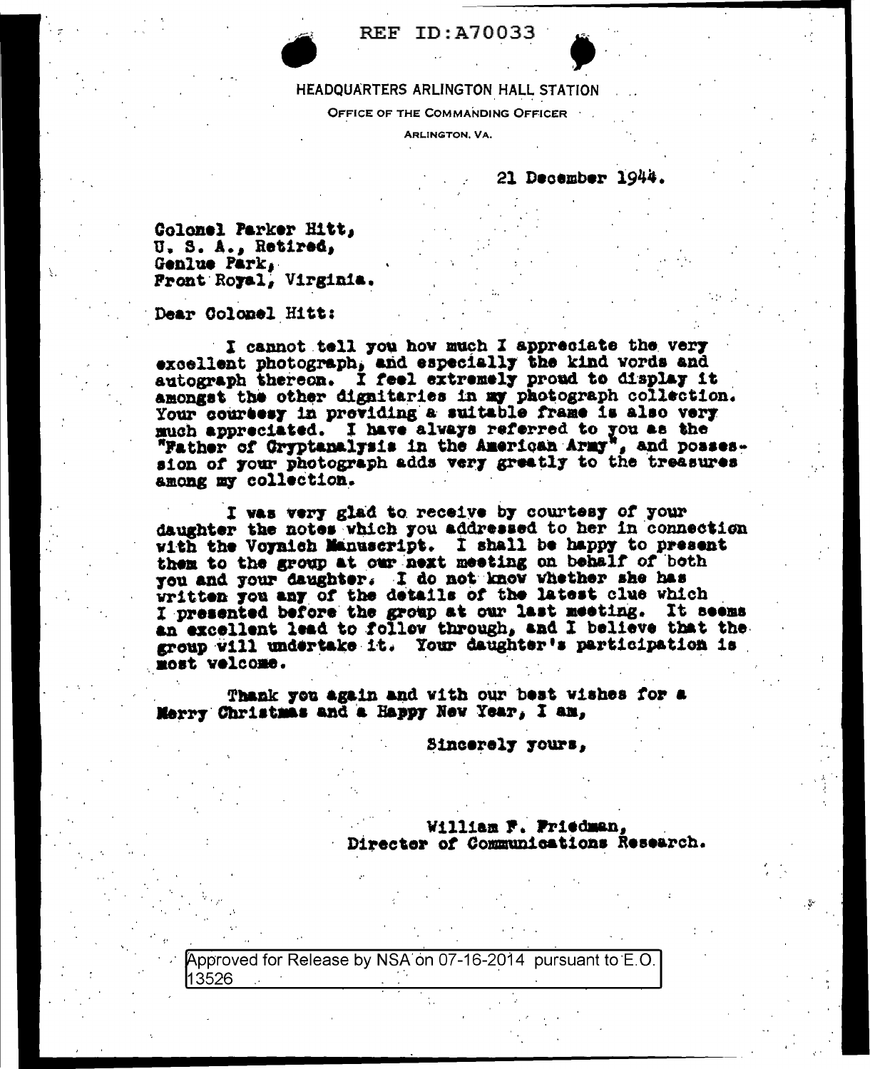REF ID:A70033

HEADQUARTERS ARLINGTON HALL STATION

OFFICE OF THE COMMANDING OFFICER

ARLINGTON, VA.

21 December 1944.

Colonel Parker Hitt,
U. S. A., Retired,
Genlue Park,
Front Royal, Virginia.

Dear Colonel Hitt:

I cannot tell you how much I appreciate the very excellent photograph, and especially the kind words and autograph thereon. I feel extremely proud to display it amongst the other dignitaries in my photograph collection. Your courtesy in providing a suitable frame is also very much appreciated. I have always referred to you as the "Father of Cryptanalysis in the American Army", and possession of your photograph adds very greatly to the treasures among my collection.

I was very glad to receive by courtesy of your daughter the notes which you addressed to her in connection with the Voynich Manuscript. I shall be happy to present them to the group at our next meeting on behalf of both you and your daughter. I do not know whether she has written you any of the details of the latest clue which I presented before the group at our last meeting. It seems an excellent lead to follow through, and I believe that the group will undertake it. Your daughter's participation is most welcome.

Thank you again and with our best wishes for a Merry Christmas and a Happy New Year, I am,

Sincerely yours,

William F. Friedman,
Director of Communications Research.

Approved for Release by NSA on 07-16-2014 pursuant to E.O. 13526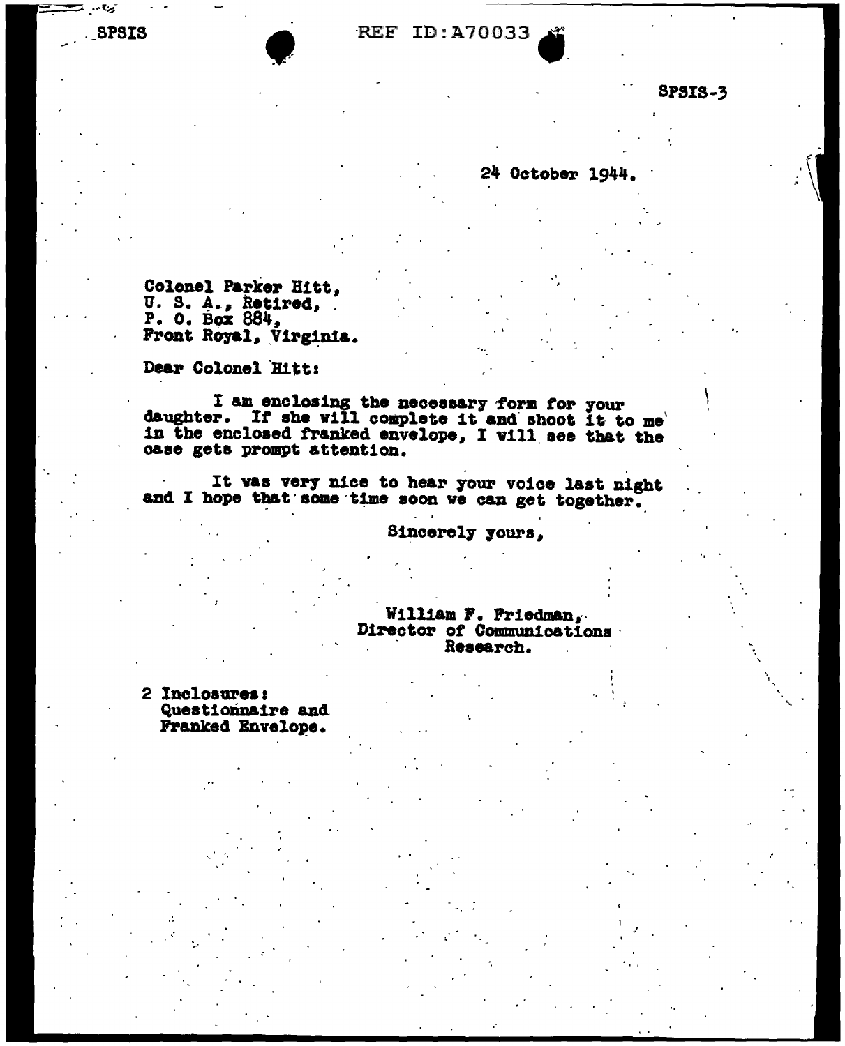SPSIS

REF ID:A70033

SPSIS-3

24 October 1944.

Colonel Parker Hitt,
U. S. A., Retired,
P. O. Box 884,
Front Royal, Virginia.

Dear Colonel Hitt:

I am enclosing the necessary form for your daughter. If she will complete it and shoot it to me in the enclosed franked envelope, I will see that the case gets prompt attention.

It was very nice to hear your voice last night and I hope that some time soon we can get together.

Sincerely yours,

William F. Friedman,
Director of Communications
Research.

2 Inclosures:
Questionnaire and
Franked Envelope.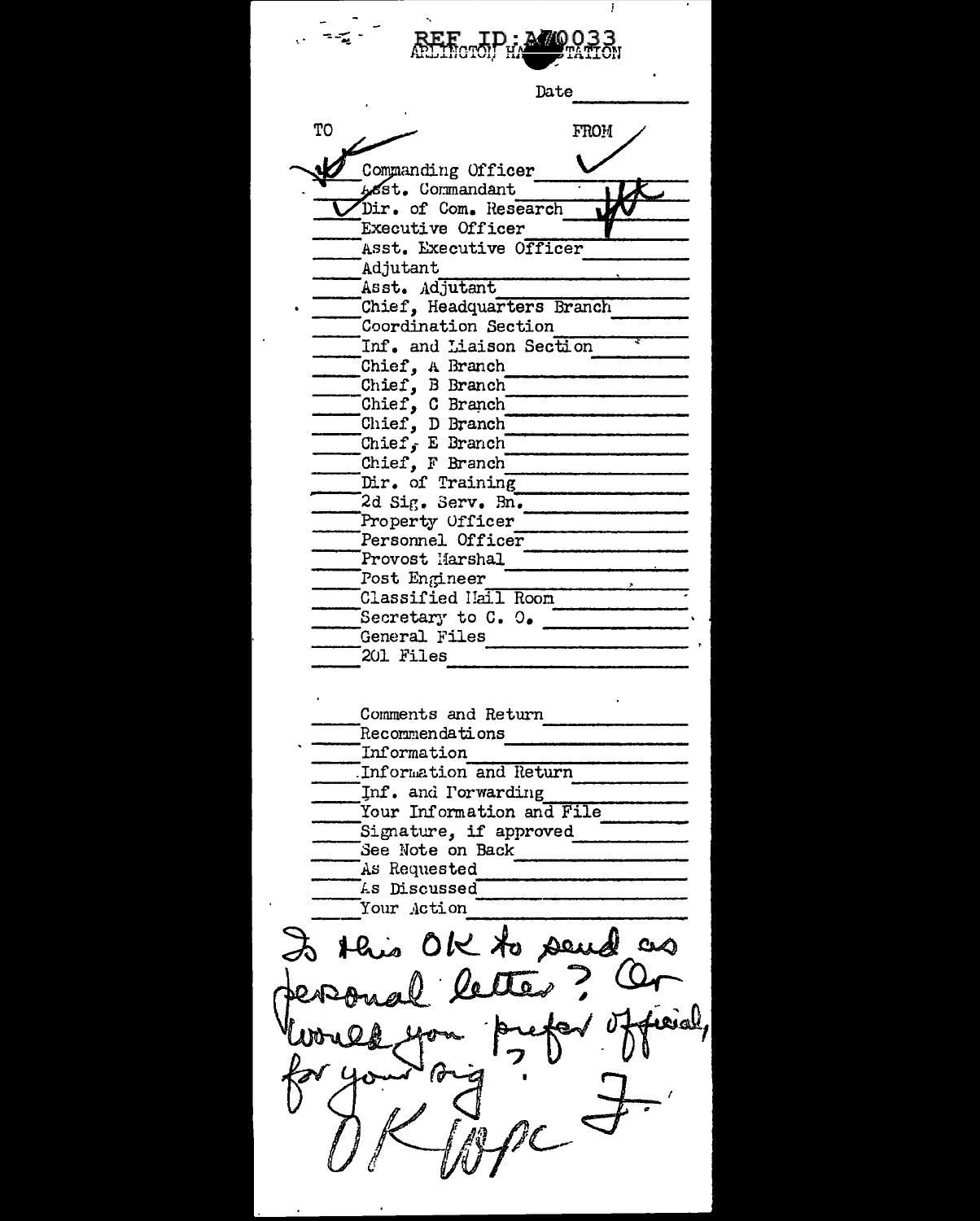REF ID:A70033
ARLINGTON HALL STATION

Date ________

| TO | | FROM |
|---|---|---|
| ✓ | Commanding Officer | ✓ |
| | Asst. Commandant | |
| ✓ | Dir. of Com. Research | WF |
| | Executive Officer | |
| | Asst. Executive Officer | |
| | Adjutant | |
| | Asst. Adjutant | |
| | Chief, Headquarters Branch | |
| | Coordination Section | |
| | Inf. and Liaison Section | |
| | Chief, A Branch | |
| | Chief, B Branch | |
| | Chief, C Branch | |
| | Chief, D Branch | |
| | Chief, E Branch | |
| | Chief, F Branch | |
| | Dir. of Training | |
| | 2d Sig. Serv. Bn. | |
| | Property Officer | |
| | Personnel Officer | |
| | Provost Marshal | |
| | Post Engineer | |
| | Classified Mail Room | |
| | Secretary to C. O. | |
| | General Files | |
| | 201 Files | |

| | |
|---|---|
| | Comments and Return |
| | Recommendations |
| | Information |
| | Information and Return |
| | Inf. and Forwarding |
| | Your Information and File |
| | Signature, if approved |
| | See Note on Back |
| | As Requested |
| | As Discussed |
| | Your Action |

Is this OK to send as personal letter? Or would you prefer official, for your sig? F.

OK WPC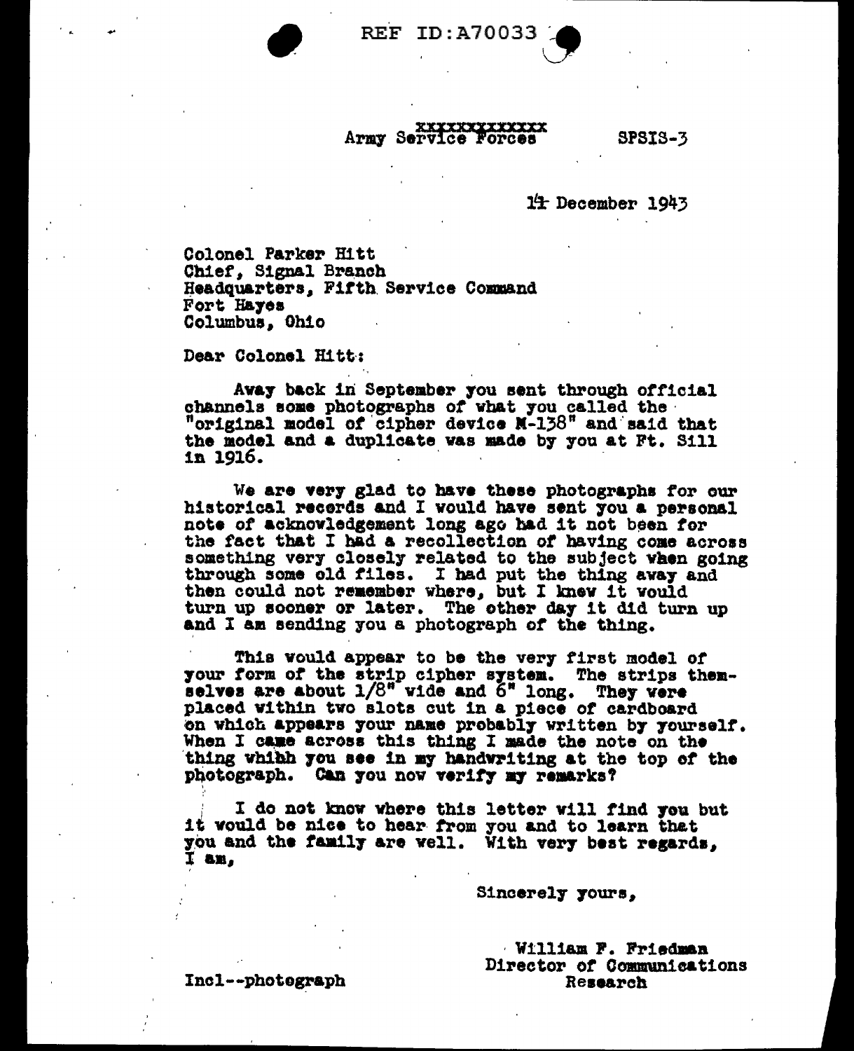REF ID:A70033

~~xxxxxxxxxxxx~~
Army Service Forces SPSIS-3

14 December 1943

Colonel Parker Hitt
Chief, Signal Branch
Headquarters, Fifth Service Command
Fort Hayes
Columbus, Ohio

Dear Colonel Hitt:

Away back in September you sent through official channels some photographs of what you called the "original model of cipher device M-138" and said that the model and a duplicate was made by you at Ft. Sill in 1916.

We are very glad to have these photographs for our historical records and I would have sent you a personal note of acknowledgement long ago had it not been for the fact that I had a recollection of having come across something very closely related to the subject when going through some old files. I had put the thing away and then could not remember where, but I knew it would turn up sooner or later. The other day it did turn up and I am sending you a photograph of the thing.

This would appear to be the very first model of your form of the strip cipher system. The strips themselves are about 1/8" wide and 6" long. They were placed within two slots cut in a piece of cardboard on which appears your name probably written by yourself. When I came across this thing I made the note on the thing whihh you see in my handwriting at the top of the photograph. Can you now verify my remarks?

I do not know where this letter will find you but it would be nice to hear from you and to learn that you and the family are well. With very best regards, I am,

Sincerely yours,

William F. Friedman
Director of Communications
Research

Incl--photograph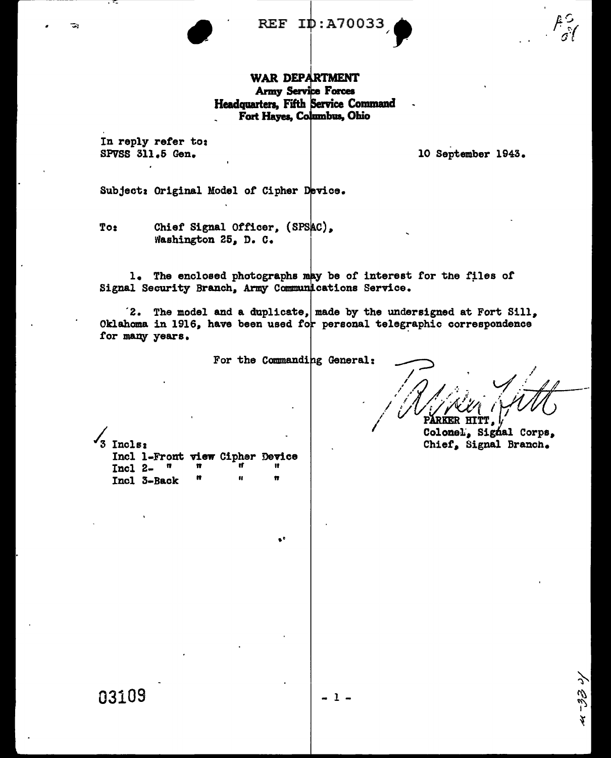REF ID:A70033

**WAR DEPARTMENT**
**Army Service Forces**
**Headquarters, Fifth Service Command**
**Fort Hayes, Columbus, Ohio**

In reply refer to:
SPVSS 311.5 Gen.

10 September 1943.

Subject: Original Model of Cipher Device.

To: Chief Signal Officer, (SPSAC), Washington 25, D. C.

1. The enclosed photographs may be of interest for the files of Signal Security Branch, Army Communications Service.

2. The model and a duplicate, made by the undersigned at Fort Sill, Oklahoma in 1916, have been used for personal telegraphic correspondence for many years.

For the Commanding General:

PARKER HITT,
Colonel, Signal Corps,
Chief, Signal Branch.

3 Incls:
Incl 1-Front view Cipher Device
Incl 2- " " " "
Incl 3-Back " " "

03109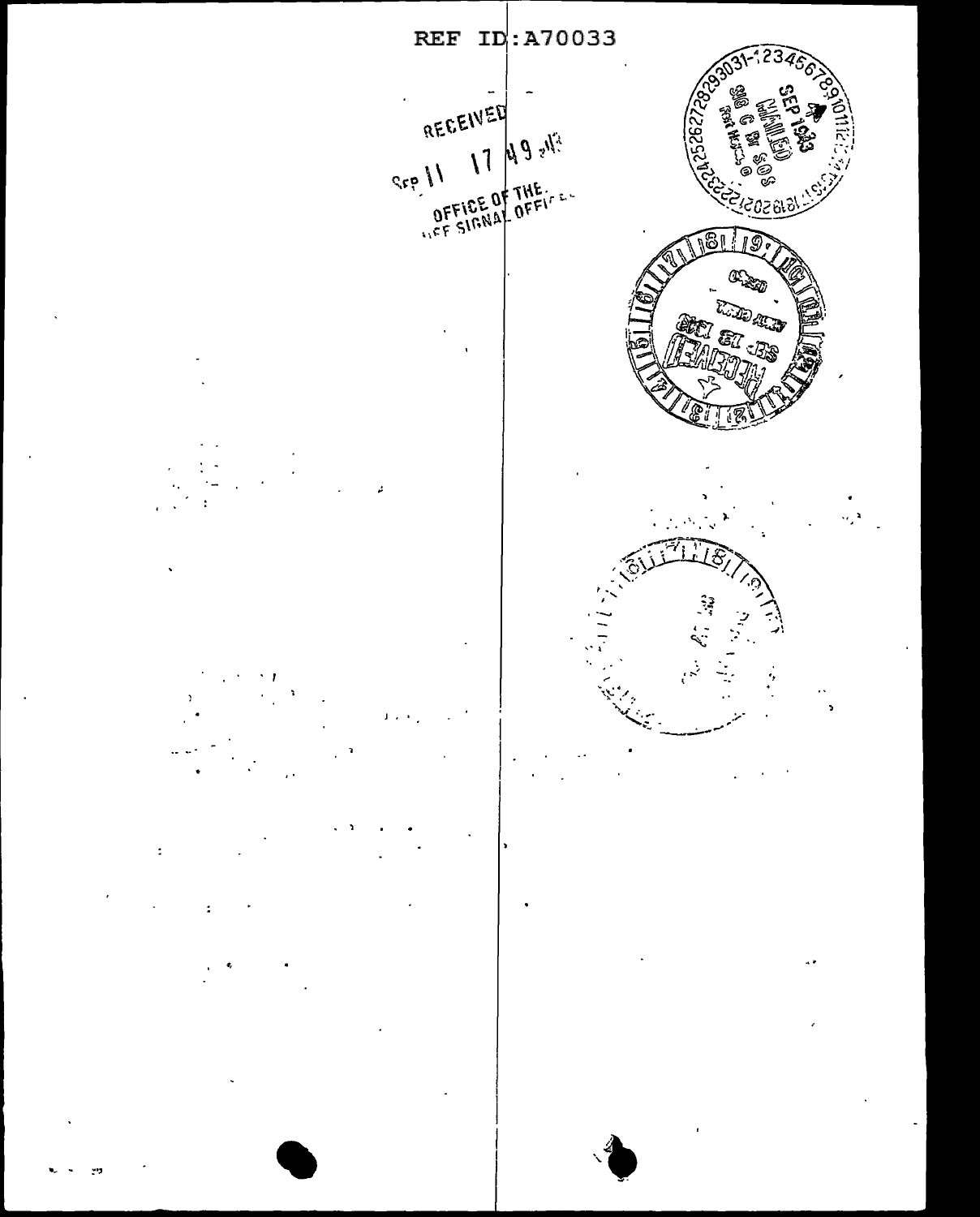REF ID:A70033

RECEIVED

Sep 11 17 49 1943

OFFICE OF THE CHIEF SIGNAL OFFICER

MAILED SEP 1943 SIG C Br SOS

RECEIVED SEP 13 1943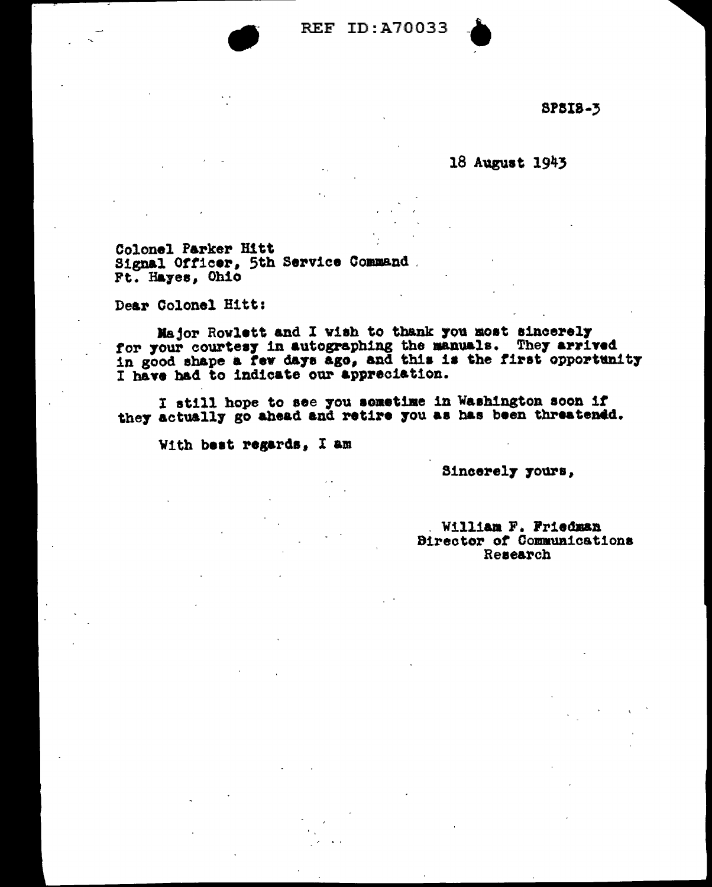REF ID:A70033

SPSIS-3

18 August 1943

Colonel Parker Hitt
Signal Officer, 5th Service Command
Ft. Hayes, Ohio

Dear Colonel Hitt:

Major Rowlett and I wish to thank you most sincerely for your courtesy in autographing the manuals. They arrived in good shape a few days ago, and this is the first opportunity I have had to indicate our appreciation.

I still hope to see you sometime in Washington soon if they actually go ahead and retire you as has been threatendd.

With best regards, I am

Sincerely yours,

William F. Friedman
Director of Communications
Research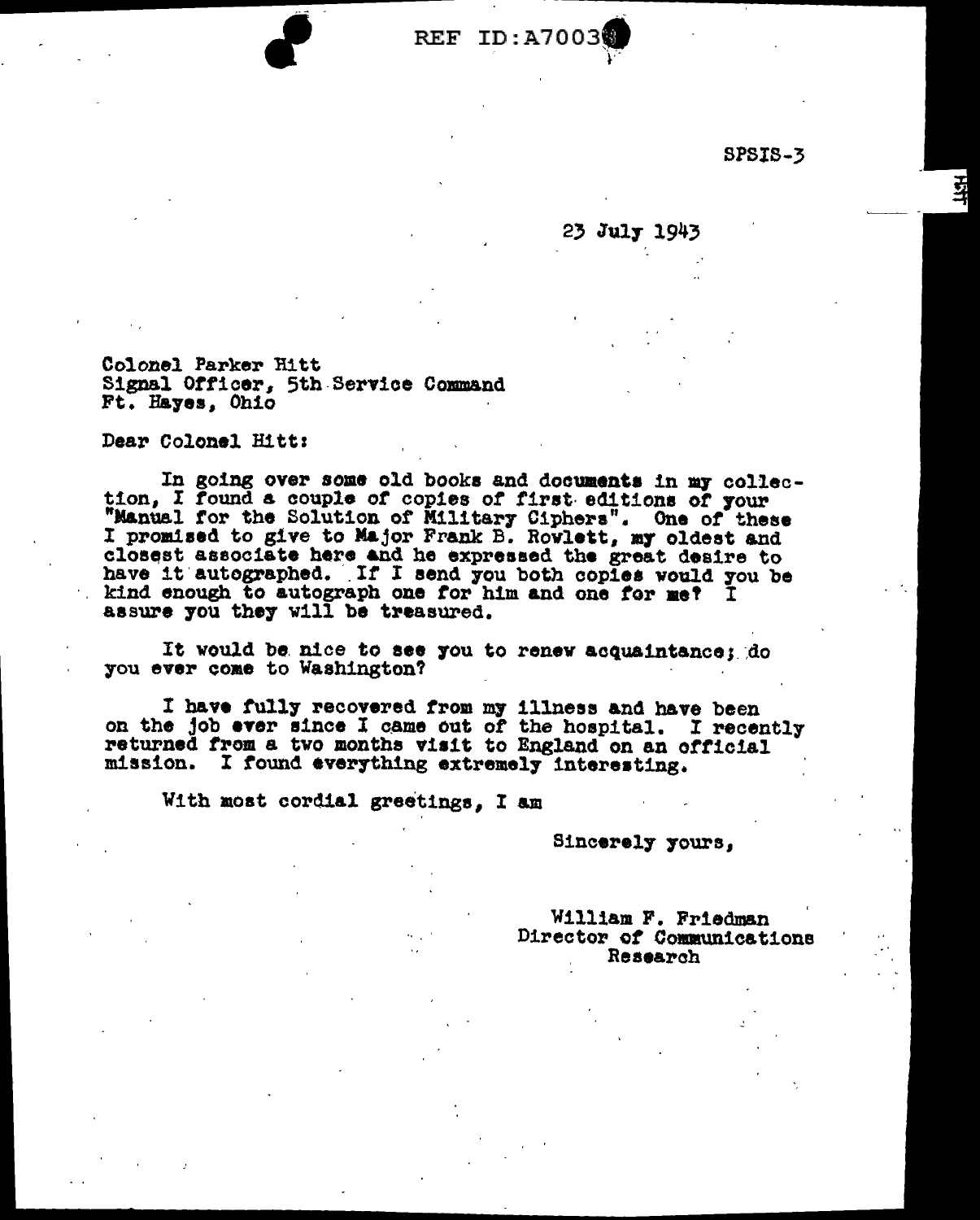REF ID:A70030

SPSIS-3

23 July 1943

Colonel Parker Hitt
Signal Officer, 5th Service Command
Ft. Hayes, Ohio

Dear Colonel Hitt:

In going over some old books and documents in my collection, I found a couple of copies of first editions of your "Manual for the Solution of Military Ciphers". One of these I promised to give to Major Frank B. Rowlett, my oldest and closest associate here and he expressed the great desire to have it autographed. If I send you both copies would you be kind enough to autograph one for him and one for me? I assure you they will be treasured.

It would be nice to see you to renew acquaintance; do you ever come to Washington?

I have fully recovered from my illness and have been on the job ever since I came out of the hospital. I recently returned from a two months visit to England on an official mission. I found everything extremely interesting.

With most cordial greetings, I am

Sincerely yours,

William F. Friedman
Director of Communications
Research